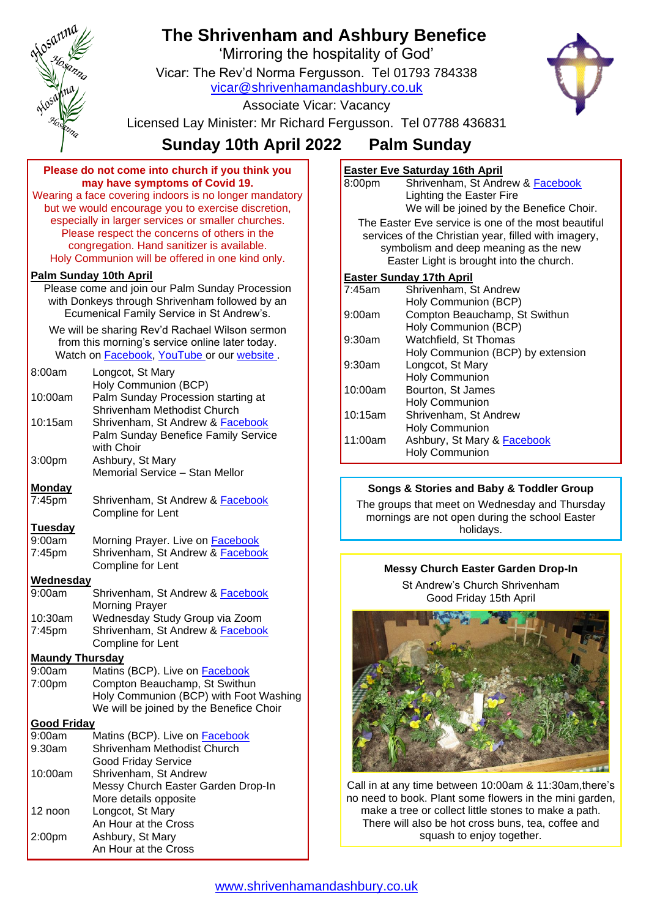# The Shrivenham and Ashbury Benefice

'Mirroring the hospitality of God'

Vicar: The Rev'd Norma Fergusson. Tel 01793 784338

vicar@shrivenhamandashbury.co.uk

Associate Vicar: Vacancy

Licensed Lay Minister: Mr Richard Fergusson. Tel 07788 436831

## Sunday 10th April 2022 Palm Sunday

**Please do not come into church if you think you may have symptoms of Covid 19.**

Wearing a face covering indoors is no longer mandatory but we would encourage you to exercise discretion, especially in larger services or smaller churches. Please respect the concerns of others in the congregation. Hand sanitizer is available. Holy Communion will be offered in one kind only.

### Palm Sunday 10th April

Please come and join our Palm Sunday Procession with Donkeys through Shrivenham followed by an Ecumenical Family Service in St Andrew's.

We will be sharing Rev'd Rachael Wilson sermon from this morning's service online later today. Watch on Facebook, YouTube or our website.

| | |
|---|---|
| 8:00am | Longcot, St Mary<br>Holy Communion (BCP) |
| 10:00am | Palm Sunday Procession starting at Shrivenham Methodist Church |
| 10:15am | Shrivenham, St Andrew & Facebook<br>Palm Sunday Benefice Family Service with Choir |
| 3:00pm | Ashbury, St Mary<br>Memorial Service – Stan Mellor |

### Monday

| | |
|---|---|
| 7:45pm | Shrivenham, St Andrew & Facebook<br>Compline for Lent |

### Tuesday

| | |
|---|---|
| 9:00am | Morning Prayer. Live on Facebook |
| 7:45pm | Shrivenham, St Andrew & Facebook<br>Compline for Lent |

### Wednesday

| | |
|---|---|
| 9:00am | Shrivenham, St Andrew & Facebook<br>Morning Prayer |
| 10:30am | Wednesday Study Group via Zoom |
| 7:45pm | Shrivenham, St Andrew & Facebook<br>Compline for Lent |

### Maundy Thursday

| | |
|---|---|
| 9:00am | Matins (BCP). Live on Facebook |
| 7:00pm | Compton Beauchamp, St Swithun<br>Holy Communion (BCP) with Foot Washing<br>We will be joined by the Benefice Choir |

### Good Friday

| | |
|---|---|
| 9:00am | Matins (BCP). Live on Facebook |
| 9.30am | Shrivenham Methodist Church<br>Good Friday Service |
| 10:00am | Shrivenham, St Andrew<br>Messy Church Easter Garden Drop-In<br>More details opposite |
| 12 noon | Longcot, St Mary<br>An Hour at the Cross |
| 2:00pm | Ashbury, St Mary<br>An Hour at the Cross |

### Easter Eve Saturday 16th April

| | |
|---|---|
| 8:00pm | Shrivenham, St Andrew & Facebook<br>Lighting the Easter Fire<br>We will be joined by the Benefice Choir. |

The Easter Eve service is one of the most beautiful services of the Christian year, filled with imagery, symbolism and deep meaning as the new Easter Light is brought into the church.

### Easter Sunday 17th April

| | |
|---|---|
| 7:45am | Shrivenham, St Andrew<br>Holy Communion (BCP) |
| 9:00am | Compton Beauchamp, St Swithun<br>Holy Communion (BCP) |
| 9:30am | Watchfield, St Thomas<br>Holy Communion (BCP) by extension |
| 9:30am | Longcot, St Mary<br>Holy Communion |
| 10:00am | Bourton, St James<br>Holy Communion |
| 10:15am | Shrivenham, St Andrew<br>Holy Communion |
| 11:00am | Ashbury, St Mary & Facebook<br>Holy Communion |

**Songs & Stories and Baby & Toddler Group**

The groups that meet on Wednesday and Thursday mornings are not open during the school Easter holidays.

**Messy Church Easter Garden Drop-In**

St Andrew's Church Shrivenham
Good Friday 15th April

Call in at any time between 10:00am & 11:30am, there's no need to book. Plant some flowers in the mini garden, make a tree or collect little stones to make a path. There will also be hot cross buns, tea, coffee and squash to enjoy together.

www.shrivenhamandashbury.co.uk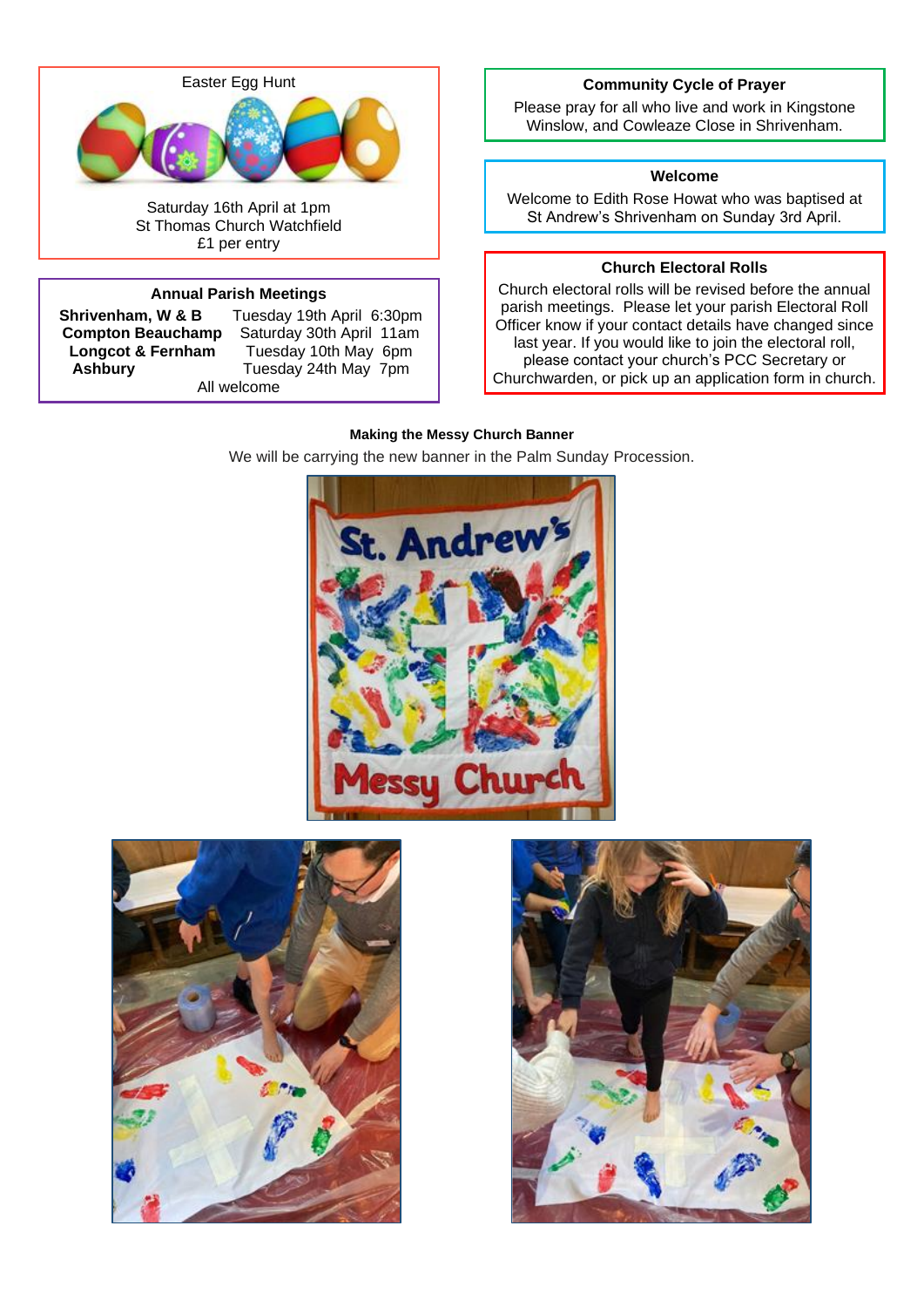Easter Egg Hunt

Saturday 16th April at 1pm
St Thomas Church Watchfield
£1 per entry

**Annual Parish Meetings**

| | |
|---|---|
| **Shrivenham, W & B** | Tuesday 19th April 6:30pm |
| **Compton Beauchamp** | Saturday 30th April 11am |
| **Longcot & Fernham** | Tuesday 10th May 6pm |
| **Ashbury** | Tuesday 24th May 7pm |

All welcome

**Community Cycle of Prayer**

Please pray for all who live and work in Kingstone Winslow, and Cowleaze Close in Shrivenham.

**Welcome**

Welcome to Edith Rose Howat who was baptised at St Andrew's Shrivenham on Sunday 3rd April.

**Church Electoral Rolls**

Church electoral rolls will be revised before the annual parish meetings. Please let your parish Electoral Roll Officer know if your contact details have changed since last year. If you would like to join the electoral roll, please contact your church's PCC Secretary or Churchwarden, or pick up an application form in church.

**Making the Messy Church Banner**

We will be carrying the new banner in the Palm Sunday Procession.